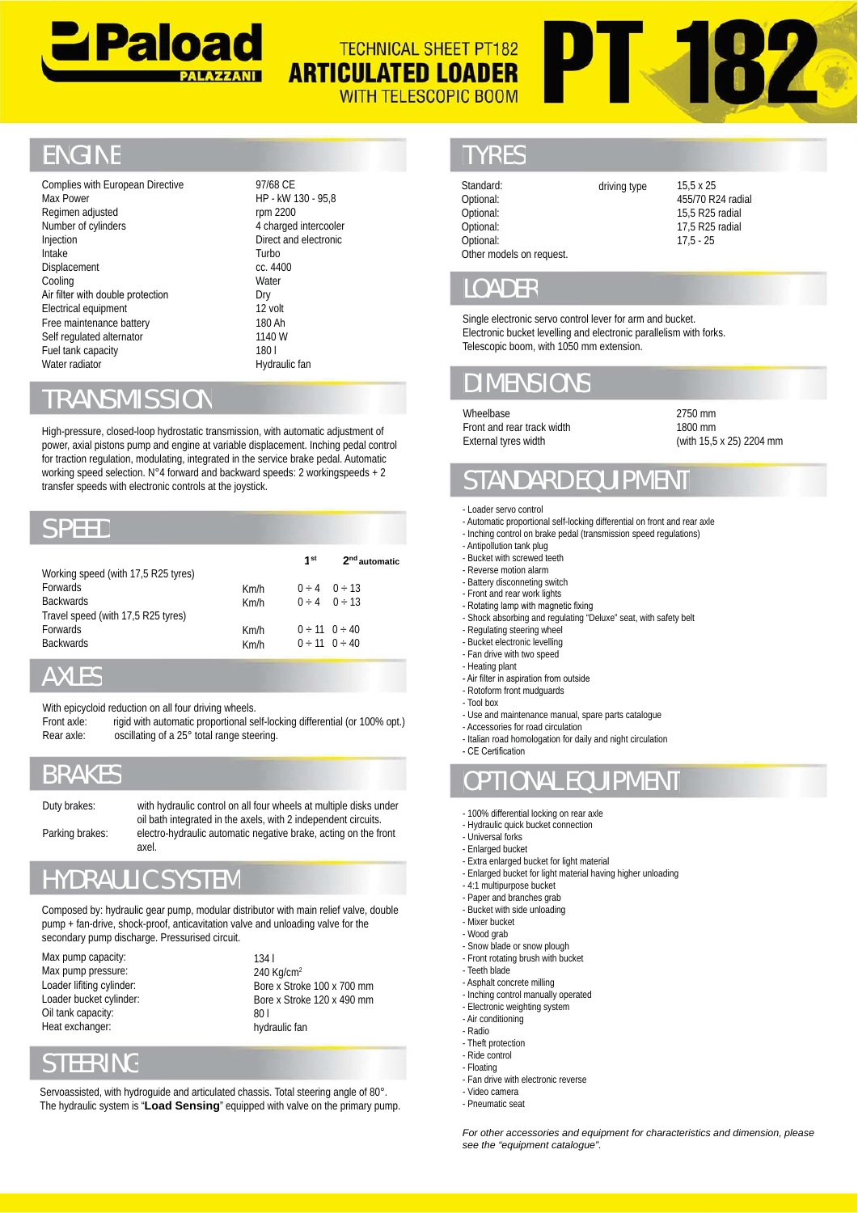# Paload PALAZZANI

## TECHNICAL SHEET PT182 ARTICULATED LOADER WITH TELESCOPIC BOOM

# PT 182

## ENGINE

| | |
|---|---|
| Complies with European Directive | 97/68 CE |
| Max Power | HP - kW 130 - 95,8 |
| Regimen adjusted | rpm 2200 |
| Number of cylinders | 4 charged intercooler |
| Injection | Direct and electronic |
| Intake | Turbo |
| Displacement | cc. 4400 |
| Cooling | Water |
| Air filter with double protection | Dry |
| Electrical equipment | 12 volt |
| Free maintenance battery | 180 Ah |
| Self regulated alternator | 1140 W |
| Fuel tank capacity | 180 l |
| Water radiator | Hydraulic fan |

## TRANSMISSION

High-pressure, closed-loop hydrostatic transmission, with automatic adjustment of power, axial pistons pump and engine at variable displacement. Inching pedal control for traction regulation, modulating, integrated in the service brake pedal. Automatic working speed selection. N°4 forward and backward speeds: 2 workingspeeds + 2 transfer speeds with electronic controls at the joystick.

## SPEED

| | | 1st | 2nd automatic |
|---|---|---|---|
| Working speed (with 17,5 R25 tyres) | | | |
| Forwards | Km/h | 0 ÷ 4 | 0 ÷ 13 |
| Backwards | Km/h | 0 ÷ 4 | 0 ÷ 13 |
| Travel speed (with 17,5 R25 tyres) | | | |
| Forwards | Km/h | 0 ÷ 11 | 0 ÷ 40 |
| Backwards | Km/h | 0 ÷ 11 | 0 ÷ 40 |

## AXLES

With epicycloid reduction on all four driving wheels.

Front axle: rigid with automatic proportional self-locking differential (or 100% opt.)

Rear axle: oscillating of a 25° total range steering.

## BRAKES

Duty brakes: with hydraulic control on all four wheels at multiple disks under oil bath integrated in the axels, with 2 independent circuits.

Parking brakes: electro-hydraulic automatic negative brake, acting on the front axel.

## HYDRAULIC SYSTEM

Composed by: hydraulic gear pump, modular distributor with main relief valve, double pump + fan-drive, shock-proof, anticavitation valve and unloading valve for the secondary pump discharge. Pressurised circuit.

| | |
|---|---|
| Max pump capacity: | 134 l |
| Max pump pressure: | 240 Kg/cm$^2$ |
| Loader lifiting cylinder: | Bore x Stroke 100 x 700 mm |
| Loader bucket cylinder: | Bore x Stroke 120 x 490 mm |
| Oil tank capacity: | 80 l |
| Heat exchanger: | hydraulic fan |

## STEERING

Servoassisted, with hydroguide and articulated chassis. Total steering angle of 80°. The hydraulic system is "**Load Sensing**" equipped with valve on the primary pump.

## TYRES

| | | |
|---|---|---|
| Standard: | driving type | 15,5 x 25 |
| Optional: | | 455/70 R24 radial |
| Optional: | | 15,5 R25 radial |
| Optional: | | 17,5 R25 radial |
| Optional: | | 17,5 - 25 |

Other models on request.

## LOADER

Single electronic servo control lever for arm and bucket.
Electronic bucket levelling and electronic parallelism with forks.
Telescopic boom, with 1050 mm extension.

## DIMENSIONS

| | |
|---|---|
| Wheelbase | 2750 mm |
| Front and rear track width | 1800 mm |
| External tyres width | (with 15,5 x 25) 2204 mm |

## STANDARD EQUIPMENT

- Loader servo control
- Automatic proportional self-locking differential on front and rear axle
- Inching control on brake pedal (transmission speed regulations)
- Antipollution tank plug
- Bucket with screwed teeth
- Reverse motion alarm
- Battery disconneting switch
- Front and rear work lights
- Rotating lamp with magnetic fixing
- Shock absorbing and regulating "Deluxe" seat, with safety belt
- Regulating steering wheel
- Bucket electronic levelling
- Fan drive with two speed
- Heating plant
- Air filter in aspiration from outside
- Rotoform front mudguards
- Tool box
- Use and maintenance manual, spare parts catalogue
- Accessories for road circulation
- Italian road homologation for daily and night circulation
- CE Certification

## OPTIONAL EQUIPMENT

- 100% differential locking on rear axle
- Hydraulic quick bucket connection
- Universal forks
- Enlarged bucket
- Extra enlarged bucket for light material
- Enlarged bucket for light material having higher unloading
- 4:1 multipurpose bucket
- Paper and branches grab
- Bucket with side unloading
- Mixer bucket
- Wood grab
- Snow blade or snow plough
- Front rotating brush with bucket
- Teeth blade
- Asphalt concrete milling
- Inching control manually operated
- Electronic weighting system
- Air conditioning
- Radio
- Theft protection
- Ride control
- Floating
- Fan drive with electronic reverse
- Video camera
- Pneumatic seat

*For other accessories and equipment for characteristics and dimension, please see the "equipment catalogue".*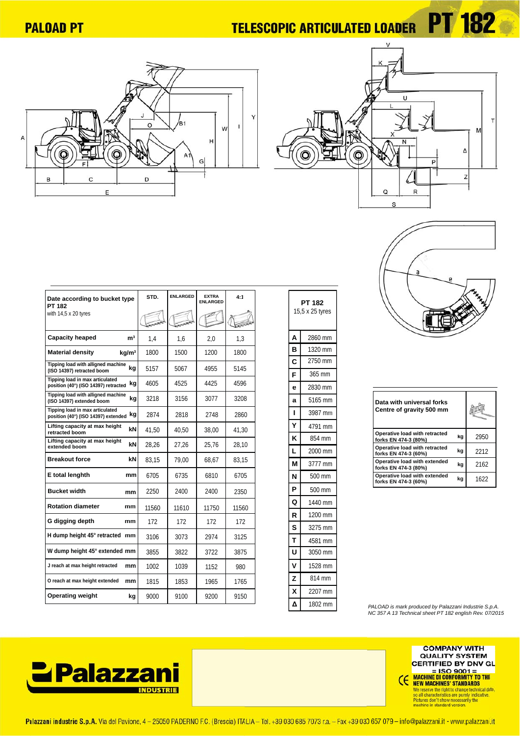# PALOAD PT

# TELESCOPIC ARTICULATED LOADER PT 182

| Date according to bucket type PT 182 with 14,5 x 20 tyres | | STD. | ENLARGED | EXTRA ENLARGED | 4:1 |
|---|---|---|---|---|---|
| Capacity heaped | m³ | 1,4 | 1,6 | 2,0 | 1,3 |
| Material density | kg/m³ | 1800 | 1500 | 1200 | 1800 |
| Tipping load with alligned machine (ISO 14397) retracted boom | kg | 5157 | 5067 | 4955 | 5145 |
| Tipping load in max articulated position (40°) (ISO 14397) retracted | kg | 4605 | 4525 | 4425 | 4596 |
| Tipping load with alligned machine (ISO 14397) extended boom | kg | 3218 | 3156 | 3077 | 3208 |
| Tipping load in max articulated position (40°) (ISO 14397) extended | kg | 2874 | 2818 | 2748 | 2860 |
| Lifting capacity at max height retracted boom | kN | 41,50 | 40,50 | 38,00 | 41,30 |
| Lifting capacity at max height extended boom | kN | 28,26 | 27,26 | 25,76 | 28,10 |
| Breakout force | kN | 83,15 | 79,00 | 68,67 | 83,15 |
| E total lenghth | mm | 6705 | 6735 | 6810 | 6705 |
| Bucket width | mm | 2250 | 2400 | 2400 | 2350 |
| Rotation diameter | mm | 11560 | 11610 | 11750 | 11560 |
| G digging depth | mm | 172 | 172 | 172 | 172 |
| H dump height 45° retracted | mm | 3106 | 3073 | 2974 | 3125 |
| W dump height 45° extended | mm | 3855 | 3822 | 3722 | 3875 |
| J reach at max height retracted | mm | 1002 | 1039 | 1152 | 980 |
| O reach at max height extended | mm | 1815 | 1853 | 1965 | 1765 |
| Operating weight | kg | 9000 | 9100 | 9200 | 9150 |

| | PT 182 15,5 x 25 tyres |
|---|---|
| A | 2860 mm |
| B | 1320 mm |
| C | 2750 mm |
| F | 365 mm |
| e | 2830 mm |
| a | 5165 mm |
| I | 3987 mm |
| Y | 4791 mm |
| K | 854 mm |
| L | 2000 mm |
| M | 3777 mm |
| N | 500 mm |
| P | 500 mm |
| Q | 1440 mm |
| R | 1200 mm |
| S | 3275 mm |
| T | 4581 mm |
| U | 3050 mm |
| V | 1528 mm |
| Z | 814 mm |
| X | 2207 mm |
| Δ | 1802 mm |

| Data with universal forks Centre of gravity 500 mm | | |
|---|---|---|
| Operative load with retracted forks EN 474-3 (80%) | kg | 2950 |
| Operative load with retracted forks EN 474-3 (60%) | kg | 2212 |
| Operative load with extended forks EN 474-3 (80%) | kg | 2162 |
| Operative load with extended forks EN 474-3 (60%) | kg | 1622 |

*PALOAD is mark produced by Palazzani Industrie S.p.A.*
*NC 357 A 13 Technical sheet PT 182 english Rev. 07/2015*

COMPANY WITH QUALITY SYSTEM CERTIFIED BY DNV GL = ISO 9001 =

MACHINE DI CONFORMITY TO THE NEW MACHINES' STANDARDS

We reserve the right to change technical data, so all characteristics are purely indicative. Pictures don't show necessarily the machine in standard version.

Palazzani industrie S.p.A. Via del Pavione, 4 – 25050 PADERNO F.C. (Brescia) ITALIA – Tel. +39 030 685 7073 r.a. – Fax +39 030 657 079 – info@palazzani.it - www.palazzani.it